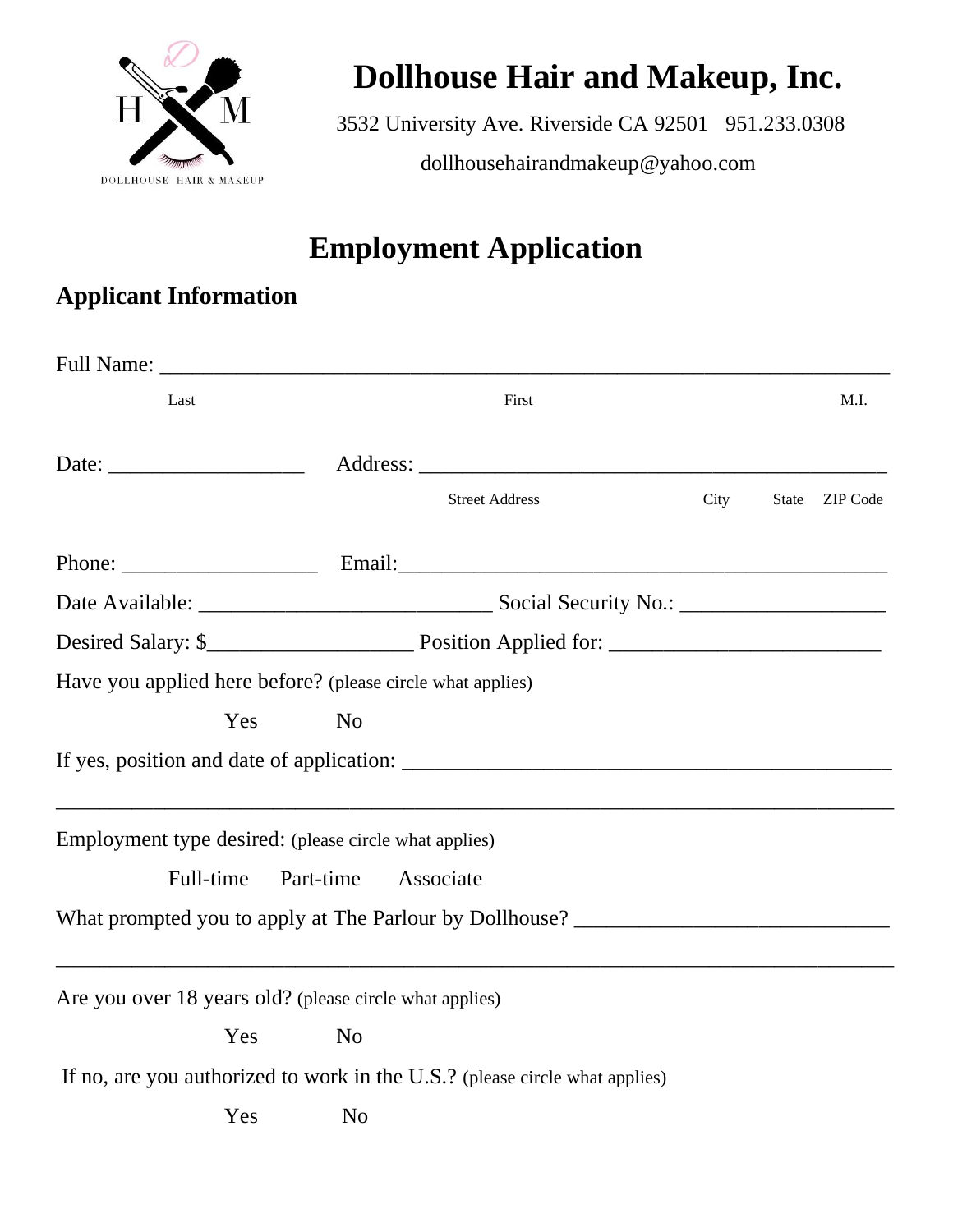# Dollhouse Hair and Makeup, Inc.

3532 University Ave. Riverside CA 92501 951.233.0308

dollhousehairandmakeup@yahoo.com

## Employment Application

### Applicant Information

Full Name: ______________________________________________________________

Last First M.I.

Date: __________________ Address: ____________________________________________

Street Address City State ZIP Code

Phone: __________________ Email:_____________________________________________

Date Available: ___________________________ Social Security No.: ___________________

Desired Salary: $___________________ Position Applied for: _________________________

Have you applied here before? (please circle what applies)

Yes No

If yes, position and date of application: _____________________________________________

_______________________________________________________________________________

Employment type desired: (please circle what applies)

Full-time Part-time Associate

What prompted you to apply at The Parlour by Dollhouse? _____________________________

_______________________________________________________________________________

Are you over 18 years old? (please circle what applies)

Yes No

If no, are you authorized to work in the U.S.? (please circle what applies)

Yes No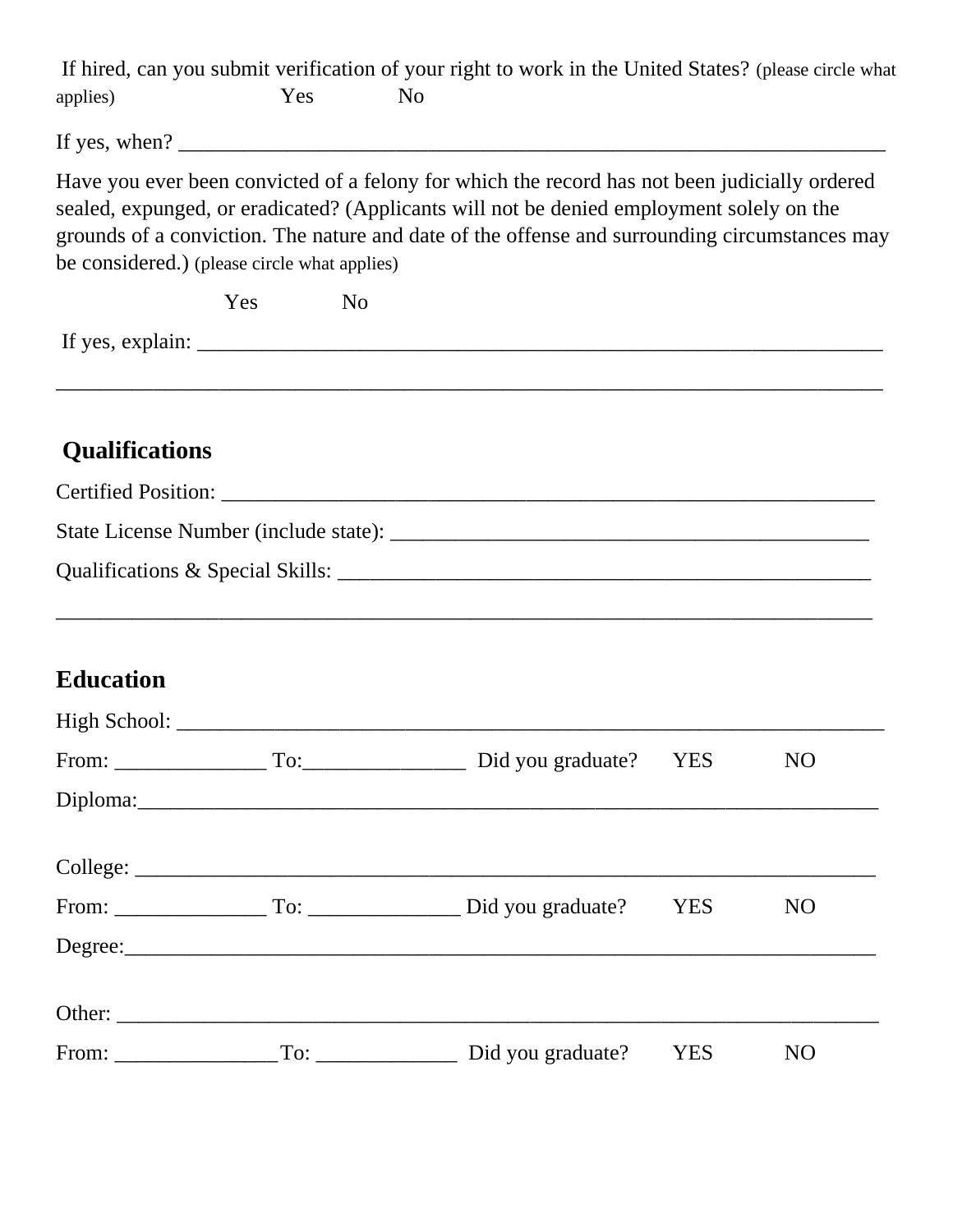If hired, can you submit verification of your right to work in the United States? (please circle what applies) Yes No

If yes, when? ______________________________________________________________________

Have you ever been convicted of a felony for which the record has not been judicially ordered sealed, expunged, or eradicated? (Applicants will not be denied employment solely on the grounds of a conviction. The nature and date of the offense and surrounding circumstances may be considered.) (please circle what applies)

Yes No

If yes, explain: ____________________________________________________________________

______________________________________________________________________________

## Qualifications

Certified Position: __________________________________________________________________

State License Number (include state): _____________________________________________

Qualifications & Special Skills: _________________________________________________

______________________________________________________________________________

## Education

High School: _______________________________________________________________________

From: ______________ To:_______________ Did you graduate? YES NO

Diploma:___________________________________________________________________________

College: ___________________________________________________________________________

From: ______________ To: ______________ Did you graduate? YES NO

Degree:____________________________________________________________________________

Other: _____________________________________________________________________________

From: _______________To: _____________ Did you graduate? YES NO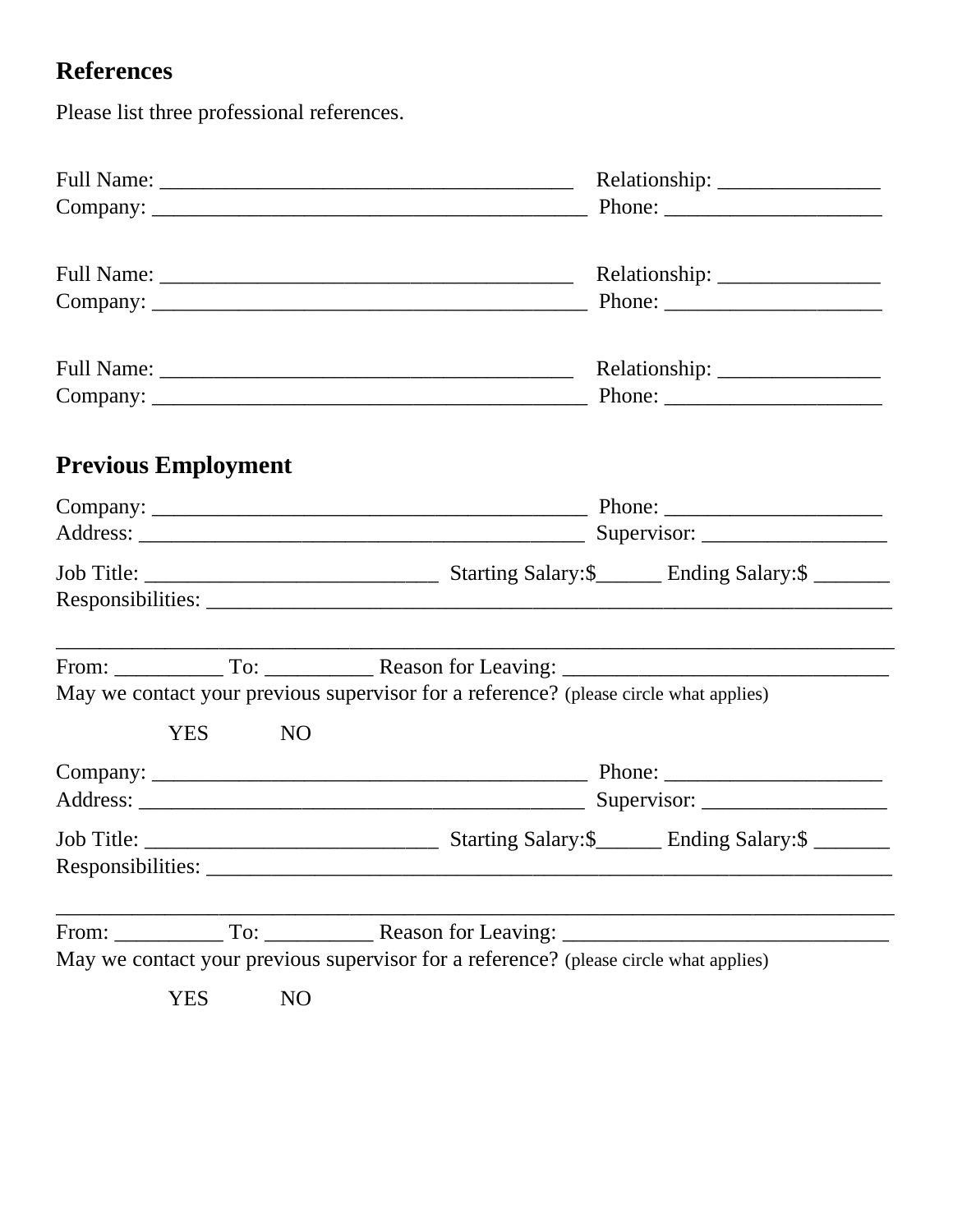## References

Please list three professional references.

Full Name: ________________________________________ Relationship: ________________
Company: __________________________________________ Phone: _____________________

Full Name: ________________________________________ Relationship: ________________
Company: __________________________________________ Phone: _____________________

Full Name: ________________________________________ Relationship: ________________
Company: __________________________________________ Phone: _____________________

## Previous Employment

Company: __________________________________________ Phone: _____________________
Address: ___________________________________________ Supervisor: __________________

Job Title: ____________________________ Starting Salary:$______ Ending Salary:$ _______
Responsibilities: _____________________________________________________________________

_____________________________________________________________________________________

From: __________ To: __________ Reason for Leaving: _______________________________
May we contact your previous supervisor for a reference? (please circle what applies)

YES NO

Company: __________________________________________ Phone: _____________________
Address: ___________________________________________ Supervisor: __________________

Job Title: ____________________________ Starting Salary:$______ Ending Salary:$ _______
Responsibilities: _____________________________________________________________________

_____________________________________________________________________________________

From: __________ To: __________ Reason for Leaving: _______________________________
May we contact your previous supervisor for a reference? (please circle what applies)

YES NO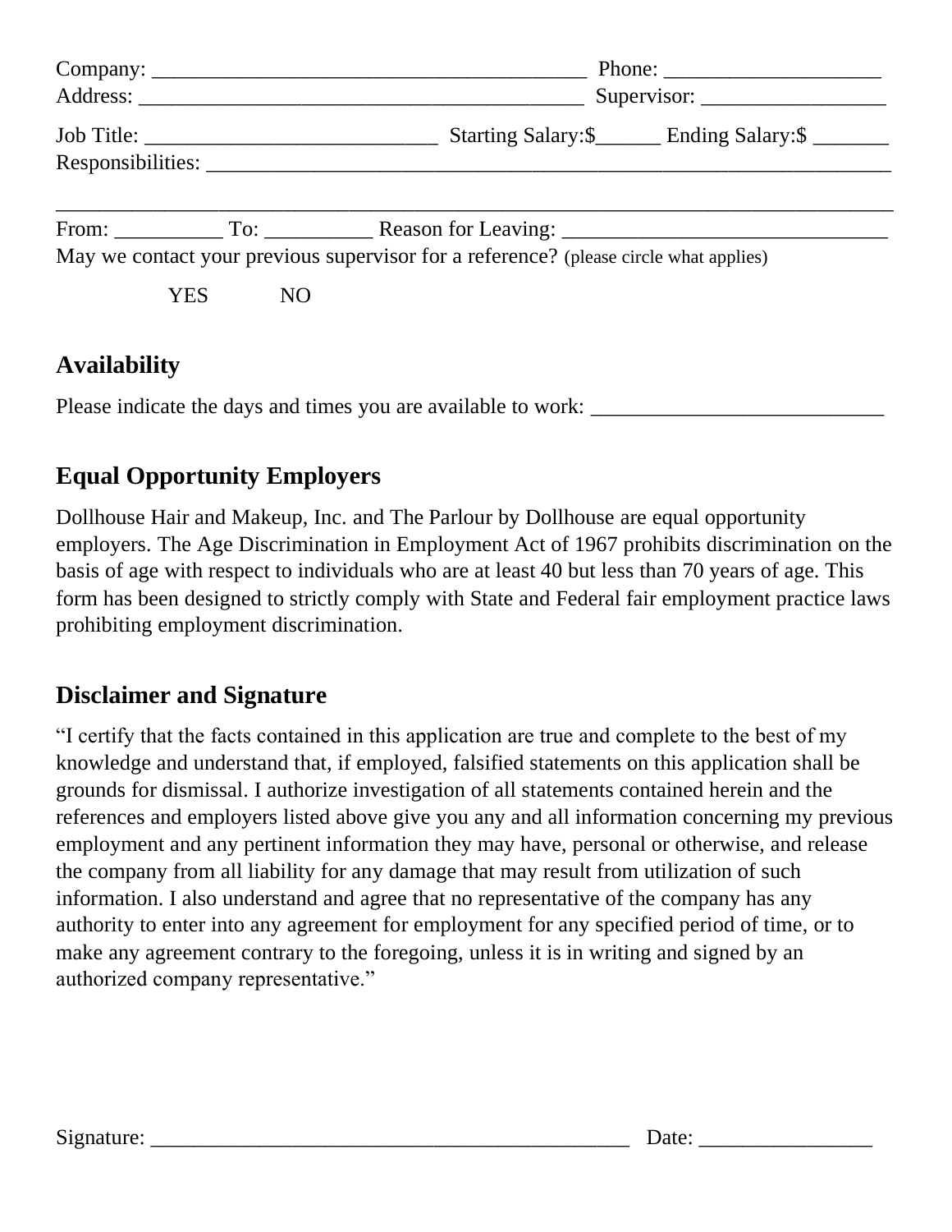Company: ________________________________________ Phone: ____________________
Address: __________________________________________ Supervisor: _________________

Job Title: ___________________________ Starting Salary:$______ Ending Salary:$ _______
Responsibilities: _________________________________________________________________

_______________________________________________________________________________

From: __________ To: __________ Reason for Leaving: ______________________________
May we contact your previous supervisor for a reference? (please circle what applies)

YES NO

## Availability

Please indicate the days and times you are available to work: ___________________________

## Equal Opportunity Employers

Dollhouse Hair and Makeup, Inc. and The Parlour by Dollhouse are equal opportunity employers. The Age Discrimination in Employment Act of 1967 prohibits discrimination on the basis of age with respect to individuals who are at least 40 but less than 70 years of age. This form has been designed to strictly comply with State and Federal fair employment practice laws prohibiting employment discrimination.

## Disclaimer and Signature

"I certify that the facts contained in this application are true and complete to the best of my knowledge and understand that, if employed, falsified statements on this application shall be grounds for dismissal. I authorize investigation of all statements contained herein and the references and employers listed above give you any and all information concerning my previous employment and any pertinent information they may have, personal or otherwise, and release the company from all liability for any damage that may result from utilization of such information. I also understand and agree that no representative of the company has any authority to enter into any agreement for employment for any specified period of time, or to make any agreement contrary to the foregoing, unless it is in writing and signed by an authorized company representative."

Signature: _____________________________________________ Date: ________________